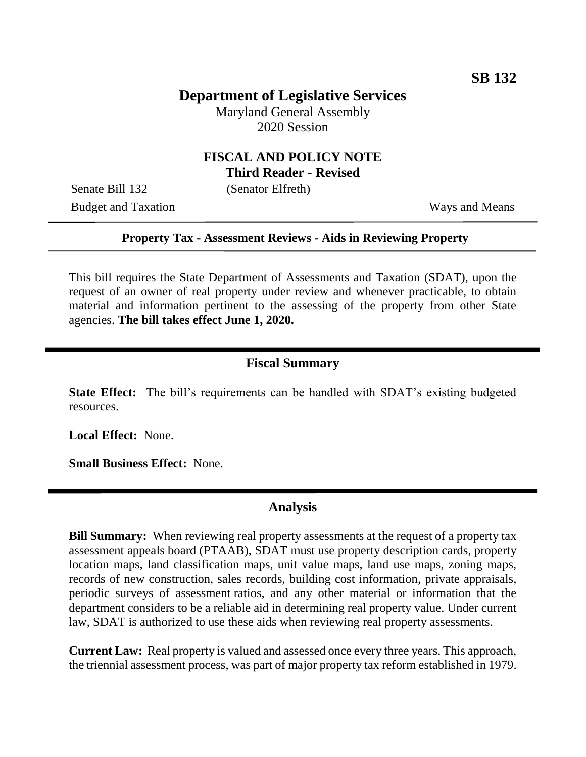**SB 132**

# Department of Legislative Services

Maryland General Assembly
2020 Session

## FISCAL AND POLICY NOTE
**Third Reader - Revised**

Senate Bill 132 (Senator Elfreth)
Budget and Taxation Ways and Means

**Property Tax - Assessment Reviews - Aids in Reviewing Property**

This bill requires the State Department of Assessments and Taxation (SDAT), upon the request of an owner of real property under review and whenever practicable, to obtain material and information pertinent to the assessing of the property from other State agencies. **The bill takes effect June 1, 2020.**

## Fiscal Summary

**State Effect:** The bill's requirements can be handled with SDAT's existing budgeted resources.

**Local Effect:** None.

**Small Business Effect:** None.

## Analysis

**Bill Summary:** When reviewing real property assessments at the request of a property tax assessment appeals board (PTAAB), SDAT must use property description cards, property location maps, land classification maps, unit value maps, land use maps, zoning maps, records of new construction, sales records, building cost information, private appraisals, periodic surveys of assessment ratios, and any other material or information that the department considers to be a reliable aid in determining real property value. Under current law, SDAT is authorized to use these aids when reviewing real property assessments.

**Current Law:** Real property is valued and assessed once every three years. This approach, the triennial assessment process, was part of major property tax reform established in 1979.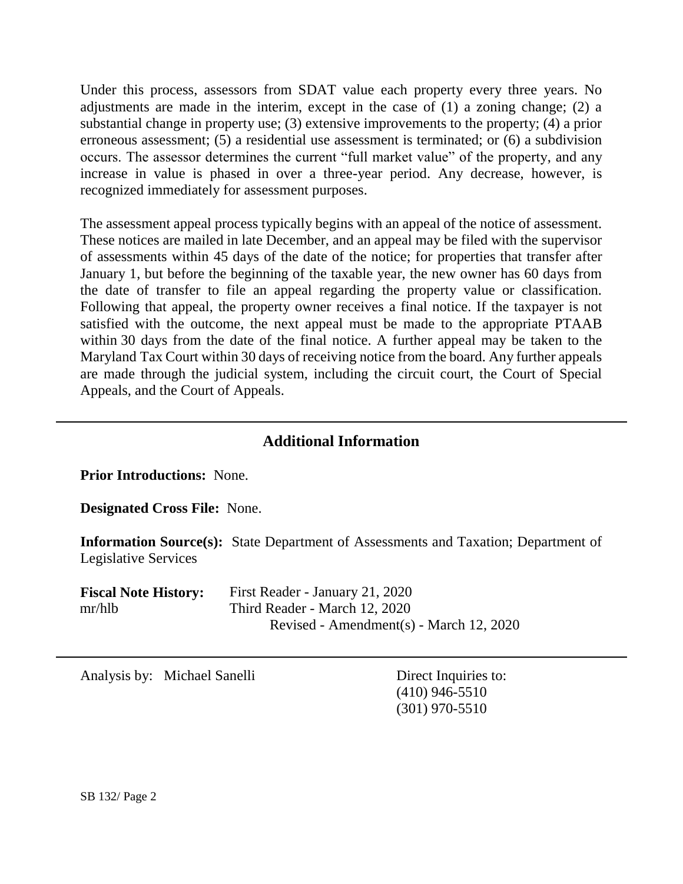Under this process, assessors from SDAT value each property every three years. No adjustments are made in the interim, except in the case of (1) a zoning change; (2) a substantial change in property use; (3) extensive improvements to the property; (4) a prior erroneous assessment; (5) a residential use assessment is terminated; or (6) a subdivision occurs. The assessor determines the current "full market value" of the property, and any increase in value is phased in over a three-year period. Any decrease, however, is recognized immediately for assessment purposes.

The assessment appeal process typically begins with an appeal of the notice of assessment. These notices are mailed in late December, and an appeal may be filed with the supervisor of assessments within 45 days of the date of the notice; for properties that transfer after January 1, but before the beginning of the taxable year, the new owner has 60 days from the date of transfer to file an appeal regarding the property value or classification. Following that appeal, the property owner receives a final notice. If the taxpayer is not satisfied with the outcome, the next appeal must be made to the appropriate PTAAB within 30 days from the date of the final notice. A further appeal may be taken to the Maryland Tax Court within 30 days of receiving notice from the board. Any further appeals are made through the judicial system, including the circuit court, the Court of Special Appeals, and the Court of Appeals.

## Additional Information

**Prior Introductions:** None.

**Designated Cross File:** None.

**Information Source(s):** State Department of Assessments and Taxation; Department of Legislative Services

**Fiscal Note History:** First Reader - January 21, 2020
mr/hlb Third Reader - March 12, 2020
Revised - Amendment(s) - March 12, 2020

Analysis by: Michael Sanelli

Direct Inquiries to:
(410) 946-5510
(301) 970-5510